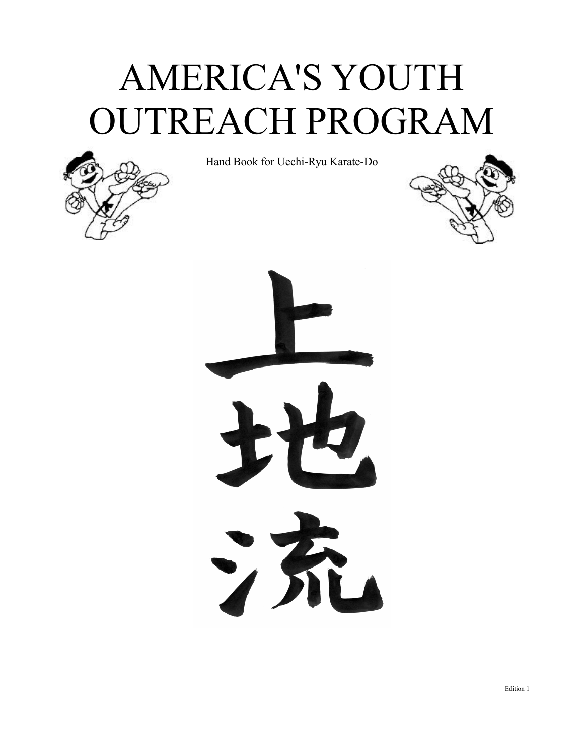# AMERICA'S YOUTH OUTREACH PROGRAM

Hand Book for Uechi-Ryu Karate-Do

上地流

Edition 1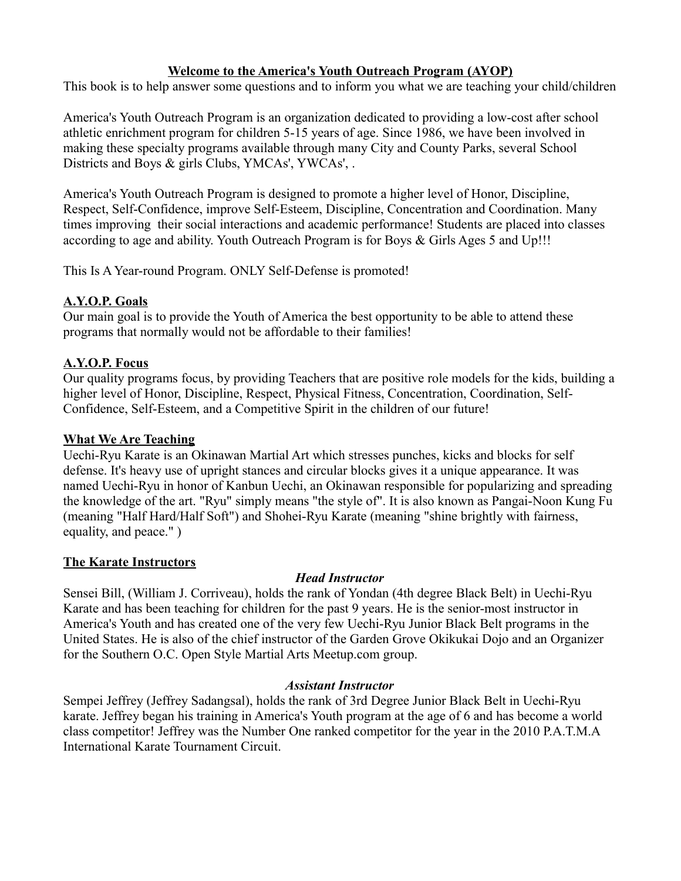**Welcome to the America's Youth Outreach Program (AYOP)**

This book is to help answer some questions and to inform you what we are teaching your child/children

America's Youth Outreach Program is an organization dedicated to providing a low-cost after school athletic enrichment program for children 5-15 years of age. Since 1986, we have been involved in making these specialty programs available through many City and County Parks, several School Districts and Boys & girls Clubs, YMCAs', YWCAs', .

America's Youth Outreach Program is designed to promote a higher level of Honor, Discipline, Respect, Self-Confidence, improve Self-Esteem, Discipline, Concentration and Coordination. Many times improving their social interactions and academic performance! Students are placed into classes according to age and ability. Youth Outreach Program is for Boys & Girls Ages 5 and Up!!!

This Is A Year-round Program. ONLY Self-Defense is promoted!

**A.Y.O.P. Goals**

Our main goal is to provide the Youth of America the best opportunity to be able to attend these programs that normally would not be affordable to their families!

**A.Y.O.P. Focus**

Our quality programs focus, by providing Teachers that are positive role models for the kids, building a higher level of Honor, Discipline, Respect, Physical Fitness, Concentration, Coordination, Self-Confidence, Self-Esteem, and a Competitive Spirit in the children of our future!

**What We Are Teaching**

Uechi-Ryu Karate is an Okinawan Martial Art which stresses punches, kicks and blocks for self defense. It's heavy use of upright stances and circular blocks gives it a unique appearance. It was named Uechi-Ryu in honor of Kanbun Uechi, an Okinawan responsible for popularizing and spreading the knowledge of the art. "Ryu" simply means "the style of". It is also known as Pangai-Noon Kung Fu (meaning "Half Hard/Half Soft") and Shohei-Ryu Karate (meaning "shine brightly with fairness, equality, and peace." )

**The Karate Instructors**

***Head Instructor***

Sensei Bill, (William J. Corriveau), holds the rank of Yondan (4th degree Black Belt) in Uechi-Ryu Karate and has been teaching for children for the past 9 years. He is the senior-most instructor in America's Youth and has created one of the very few Uechi-Ryu Junior Black Belt programs in the United States. He is also of the chief instructor of the Garden Grove Okikukai Dojo and an Organizer for the Southern O.C. Open Style Martial Arts Meetup.com group.

***Assistant Instructor***

Sempei Jeffrey (Jeffrey Sadangsal), holds the rank of 3rd Degree Junior Black Belt in Uechi-Ryu karate. Jeffrey began his training in America's Youth program at the age of 6 and has become a world class competitor! Jeffrey was the Number One ranked competitor for the year in the 2010 P.A.T.M.A International Karate Tournament Circuit.